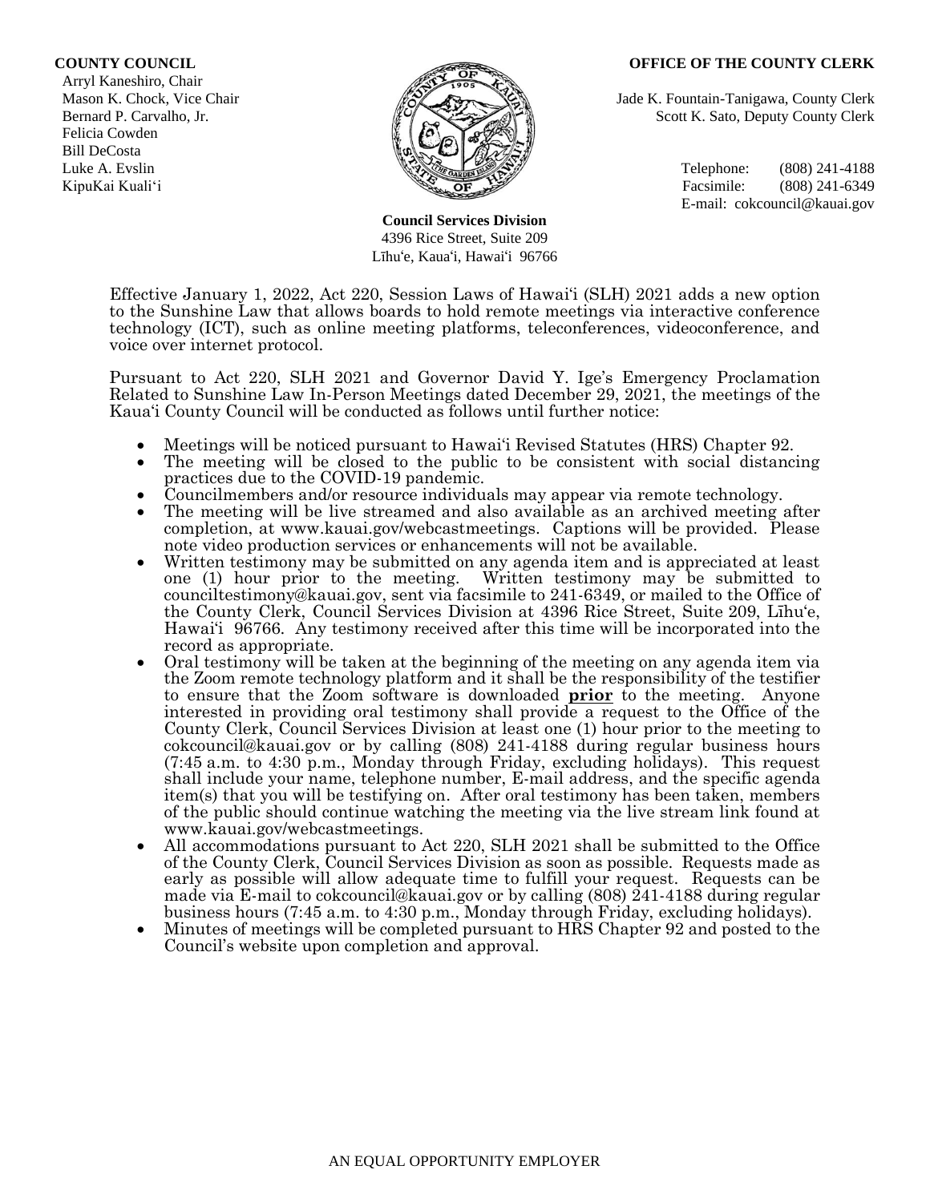**COUNTY COUNCIL**
Arryl Kaneshiro, Chair
Mason K. Chock, Vice Chair
Bernard P. Carvalho, Jr.
Felicia Cowden
Bill DeCosta
Luke A. Evslin
KipuKai Kuali'i

**OFFICE OF THE COUNTY CLERK**
Jade K. Fountain-Tanigawa, County Clerk
Scott K. Sato, Deputy County Clerk

Telephone: (808) 241-4188
Facsimile: (808) 241-6349
E-mail: cokcouncil@kauai.gov

**Council Services Division**
4396 Rice Street, Suite 209
Līhu'e, Kaua'i, Hawai'i 96766

Effective January 1, 2022, Act 220, Session Laws of Hawai'i (SLH) 2021 adds a new option to the Sunshine Law that allows boards to hold remote meetings via interactive conference technology (ICT), such as online meeting platforms, teleconferences, videoconference, and voice over internet protocol.

Pursuant to Act 220, SLH 2021 and Governor David Y. Ige's Emergency Proclamation Related to Sunshine Law In-Person Meetings dated December 29, 2021, the meetings of the Kaua'i County Council will be conducted as follows until further notice:

- Meetings will be noticed pursuant to Hawai'i Revised Statutes (HRS) Chapter 92.
- The meeting will be closed to the public to be consistent with social distancing practices due to the COVID-19 pandemic.
- Councilmembers and/or resource individuals may appear via remote technology.
- The meeting will be live streamed and also available as an archived meeting after completion, at www.kauai.gov/webcastmeetings. Captions will be provided. Please note video production services or enhancements will not be available.
- Written testimony may be submitted on any agenda item and is appreciated at least one (1) hour prior to the meeting. Written testimony may be submitted to counciltestimony@kauai.gov, sent via facsimile to 241-6349, or mailed to the Office of the County Clerk, Council Services Division at 4396 Rice Street, Suite 209, Līhu'e, Hawai'i 96766. Any testimony received after this time will be incorporated into the record as appropriate.
- Oral testimony will be taken at the beginning of the meeting on any agenda item via the Zoom remote technology platform and it shall be the responsibility of the testifier to ensure that the Zoom software is downloaded <u>**prior**</u> to the meeting. Anyone interested in providing oral testimony shall provide a request to the Office of the County Clerk, Council Services Division at least one (1) hour prior to the meeting to cokcouncil@kauai.gov or by calling (808) 241-4188 during regular business hours (7:45 a.m. to 4:30 p.m., Monday through Friday, excluding holidays). This request shall include your name, telephone number, E-mail address, and the specific agenda item(s) that you will be testifying on. After oral testimony has been taken, members of the public should continue watching the meeting via the live stream link found at www.kauai.gov/webcastmeetings.
- All accommodations pursuant to Act 220, SLH 2021 shall be submitted to the Office of the County Clerk, Council Services Division as soon as possible. Requests made as early as possible will allow adequate time to fulfill your request. Requests can be made via E-mail to cokcouncil@kauai.gov or by calling (808) 241-4188 during regular business hours (7:45 a.m. to 4:30 p.m., Monday through Friday, excluding holidays).
- Minutes of meetings will be completed pursuant to HRS Chapter 92 and posted to the Council's website upon completion and approval.

AN EQUAL OPPORTUNITY EMPLOYER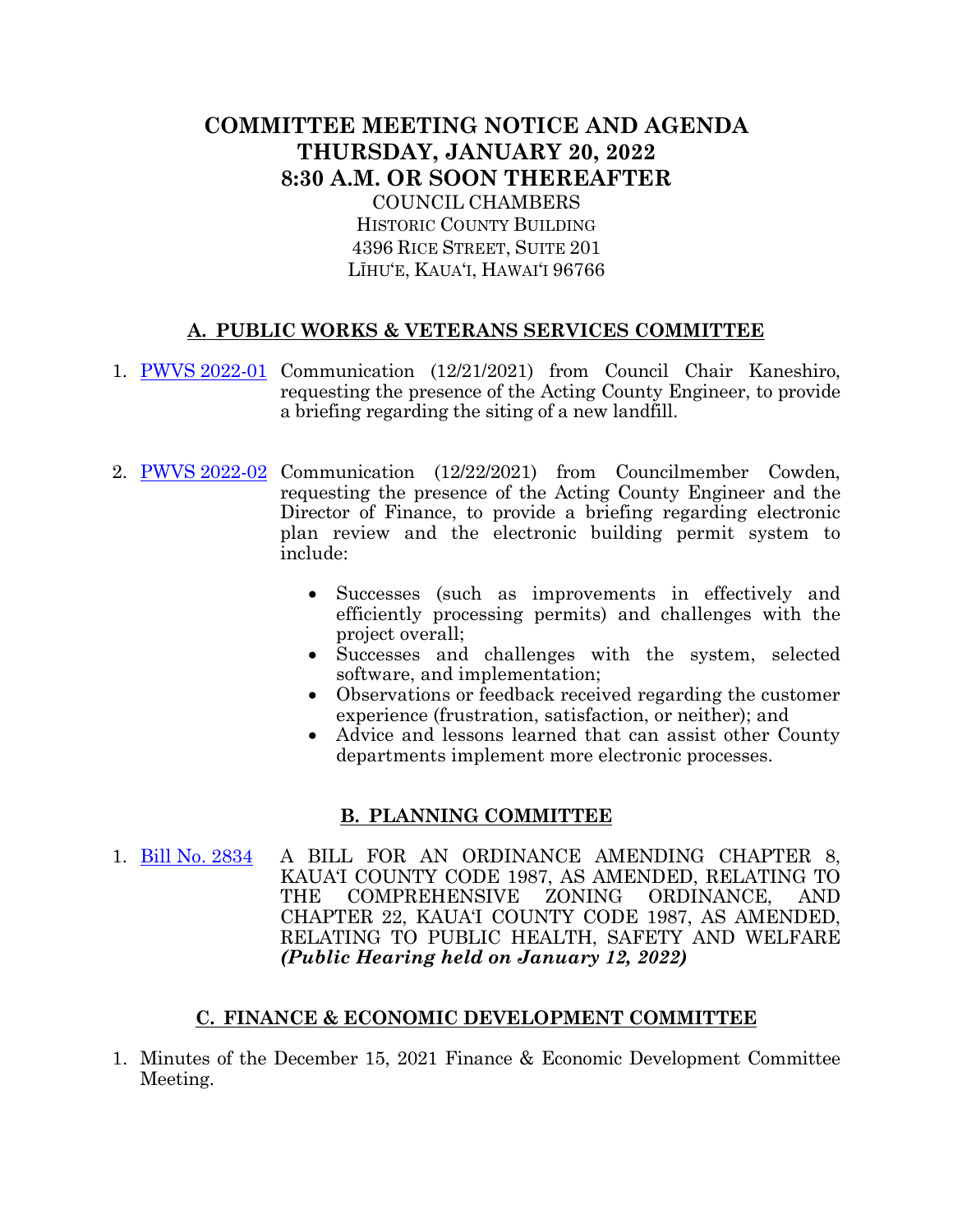# COMMITTEE MEETING NOTICE AND AGENDA
# THURSDAY, JANUARY 20, 2022
# 8:30 A.M. OR SOON THEREAFTER

COUNCIL CHAMBERS
HISTORIC COUNTY BUILDING
4396 RICE STREET, SUITE 201
LĪHUʻE, KAUAʻI, HAWAIʻI 96766

## A. PUBLIC WORKS & VETERANS SERVICES COMMITTEE

1. [PWVS 2022-01] Communication (12/21/2021) from Council Chair Kaneshiro, requesting the presence of the Acting County Engineer, to provide a briefing regarding the siting of a new landfill.

2. [PWVS 2022-02] Communication (12/22/2021) from Councilmember Cowden, requesting the presence of the Acting County Engineer and the Director of Finance, to provide a briefing regarding electronic plan review and the electronic building permit system to include:

   - Successes (such as improvements in effectively and efficiently processing permits) and challenges with the project overall;
   - Successes and challenges with the system, selected software, and implementation;
   - Observations or feedback received regarding the customer experience (frustration, satisfaction, or neither); and
   - Advice and lessons learned that can assist other County departments implement more electronic processes.

## B. PLANNING COMMITTEE

1. [Bill No. 2834] A BILL FOR AN ORDINANCE AMENDING CHAPTER 8, KAUAʻI COUNTY CODE 1987, AS AMENDED, RELATING TO THE COMPREHENSIVE ZONING ORDINANCE, AND CHAPTER 22, KAUAʻI COUNTY CODE 1987, AS AMENDED, RELATING TO PUBLIC HEALTH, SAFETY AND WELFARE ***(Public Hearing held on January 12, 2022)***

## C. FINANCE & ECONOMIC DEVELOPMENT COMMITTEE

1. Minutes of the December 15, 2021 Finance & Economic Development Committee Meeting.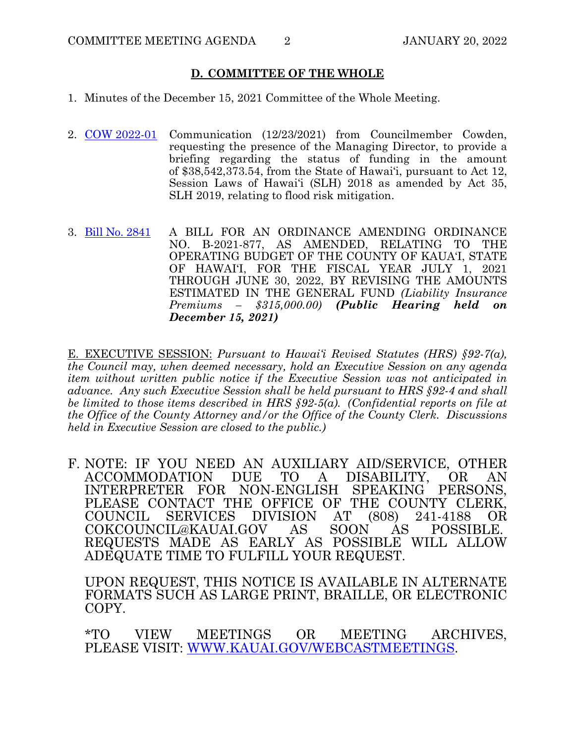## D. COMMITTEE OF THE WHOLE

1. Minutes of the December 15, 2021 Committee of the Whole Meeting.

2. [COW 2022-01](#) Communication (12/23/2021) from Councilmember Cowden, requesting the presence of the Managing Director, to provide a briefing regarding the status of funding in the amount of $38,542,373.54, from the State of Hawai'i, pursuant to Act 12, Session Laws of Hawai'i (SLH) 2018 as amended by Act 35, SLH 2019, relating to flood risk mitigation.

3. [Bill No. 2841](#) A BILL FOR AN ORDINANCE AMENDING ORDINANCE NO. B-2021-877, AS AMENDED, RELATING TO THE OPERATING BUDGET OF THE COUNTY OF KAUA'I, STATE OF HAWAI'I, FOR THE FISCAL YEAR JULY 1, 2021 THROUGH JUNE 30, 2022, BY REVISING THE AMOUNTS ESTIMATED IN THE GENERAL FUND *(Liability Insurance Premiums – $315,000.00)* ***(Public Hearing held on December 15, 2021)***

E. EXECUTIVE SESSION: *Pursuant to Hawai'i Revised Statutes (HRS) §92-7(a), the Council may, when deemed necessary, hold an Executive Session on any agenda item without written public notice if the Executive Session was not anticipated in advance. Any such Executive Session shall be held pursuant to HRS §92-4 and shall be limited to those items described in HRS §92-5(a). (Confidential reports on file at the Office of the County Attorney and/or the Office of the County Clerk. Discussions held in Executive Session are closed to the public.)*

F. NOTE: IF YOU NEED AN AUXILIARY AID/SERVICE, OTHER ACCOMMODATION DUE TO A DISABILITY, OR AN INTERPRETER FOR NON-ENGLISH SPEAKING PERSONS, PLEASE CONTACT THE OFFICE OF THE COUNTY CLERK, COUNCIL SERVICES DIVISION AT (808) 241-4188 OR COKCOUNCIL@KAUAI.GOV AS SOON AS POSSIBLE. REQUESTS MADE AS EARLY AS POSSIBLE WILL ALLOW ADEQUATE TIME TO FULFILL YOUR REQUEST.

UPON REQUEST, THIS NOTICE IS AVAILABLE IN ALTERNATE FORMATS SUCH AS LARGE PRINT, BRAILLE, OR ELECTRONIC COPY.

*TO VIEW MEETINGS OR MEETING ARCHIVES, PLEASE VISIT: [WWW.KAUAI.GOV/WEBCASTMEETINGS](http://WWW.KAUAI.GOV/WEBCASTMEETINGS).